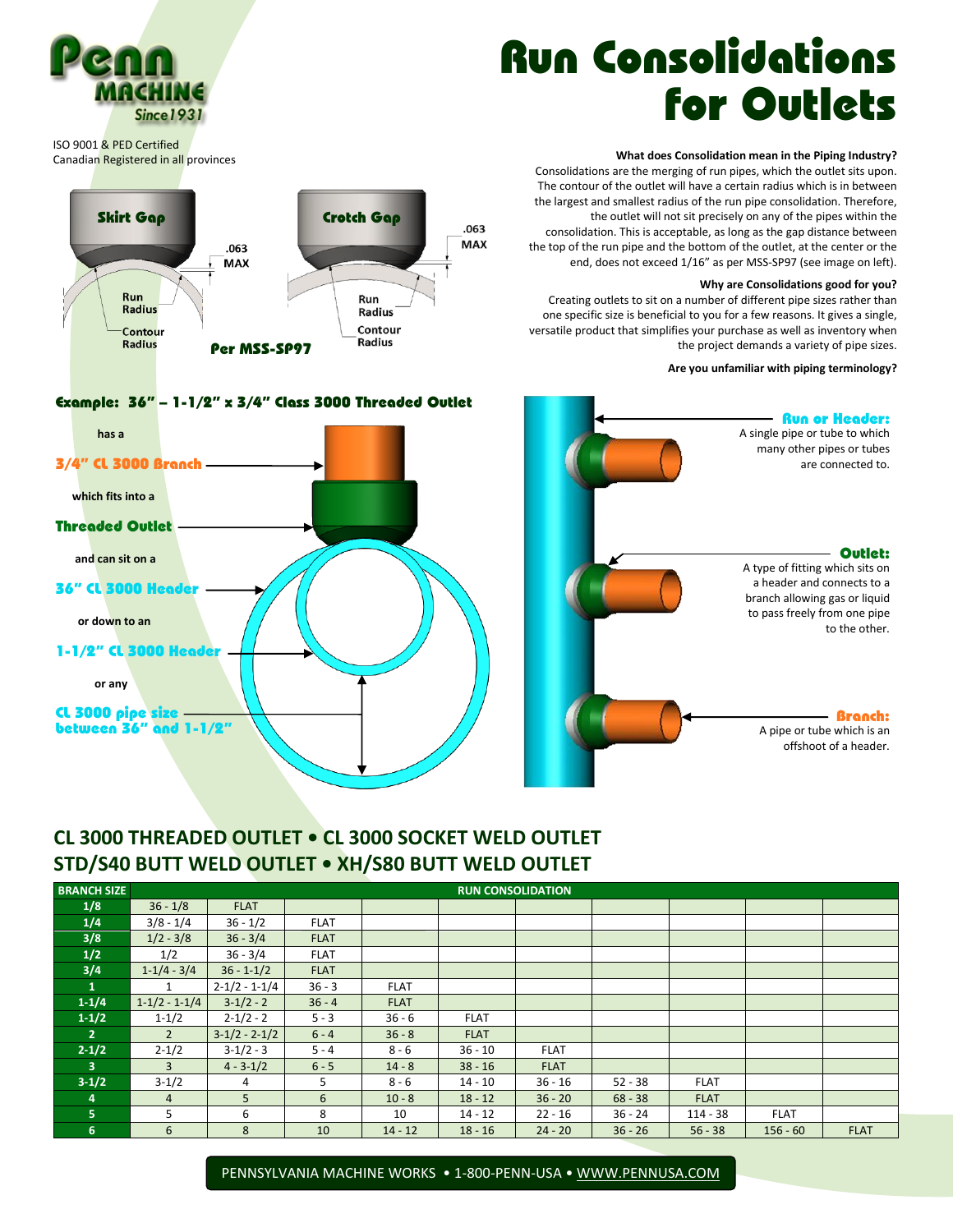Penn MACHINE Since 1931

# Run Consolidations For Outlets

ISO 9001 & PED Certified
Canadian Registered in all provinces

Skirt Gap

.063 MAX

Run Radius

Contour Radius

Crotch Gap

.063 MAX

Run Radius

Contour Radius

Per MSS-SP97

**What does Consolidation mean in the Piping Industry?**

Consolidations are the merging of run pipes, which the outlet sits upon. The contour of the outlet will have a certain radius which is in between the largest and smallest radius of the run pipe consolidation. Therefore, the outlet will not sit precisely on any of the pipes within the consolidation. This is acceptable, as long as the gap distance between the top of the run pipe and the bottom of the outlet, at the center or the end, does not exceed 1/16" as per MSS-SP97 (see image on left).

**Why are Consolidations good for you?**

Creating outlets to sit on a number of different pipe sizes rather than one specific size is beneficial to you for a few reasons. It gives a single, versatile product that simplifies your purchase as well as inventory when the project demands a variety of pipe sizes.

**Are you unfamiliar with piping terminology?**

### Example: 36" – 1-1/2" x 3/4" Class 3000 Threaded Outlet

has a

**3/4" CL 3000 Branch**

which fits into a

**Threaded Outlet**

and can sit on a

**36" CL 3000 Header**

or down to an

**1-1/2" CL 3000 Header**

or any

**CL 3000 pipe size between 36" and 1-1/2"**

**Run or Header:** A single pipe or tube to which many other pipes or tubes are connected to.

**Outlet:** A type of fitting which sits on a header and connects to a branch allowing gas or liquid to pass freely from one pipe to the other.

**Branch:** A pipe or tube which is an offshoot of a header.

## CL 3000 THREADED OUTLET • CL 3000 SOCKET WELD OUTLET STD/S40 BUTT WELD OUTLET • XH/S80 BUTT WELD OUTLET

| BRANCH SIZE | RUN CONSOLIDATION | | | | | | | | | |
|---|---|---|---|---|---|---|---|---|---|---|
| 1/8 | 36 - 1/8 | FLAT | | | | | | | | |
| 1/4 | 3/8 - 1/4 | 36 - 1/2 | FLAT | | | | | | | |
| 3/8 | 1/2 - 3/8 | 36 - 3/4 | FLAT | | | | | | | |
| 1/2 | 1/2 | 36 - 3/4 | FLAT | | | | | | | |
| 3/4 | 1-1/4 - 3/4 | 36 - 1-1/2 | FLAT | | | | | | | |
| 1 | 1 | 2-1/2 - 1-1/4 | 36 - 3 | FLAT | | | | | | |
| 1-1/4 | 1-1/2 - 1-1/4 | 3-1/2 - 2 | 36 - 4 | FLAT | | | | | | |
| 1-1/2 | 1-1/2 | 2-1/2 - 2 | 5 - 3 | 36 - 6 | FLAT | | | | | |
| 2 | 2 | 3-1/2 - 2-1/2 | 6 - 4 | 36 - 8 | FLAT | | | | | |
| 2-1/2 | 2-1/2 | 3-1/2 - 3 | 5 - 4 | 8 - 6 | 36 - 10 | FLAT | | | | |
| 3 | 3 | 4 - 3-1/2 | 6 - 5 | 14 - 8 | 38 - 16 | FLAT | | | | |
| 3-1/2 | 3-1/2 | 4 | 5 | 8 - 6 | 14 - 10 | 36 - 16 | 52 - 38 | FLAT | | |
| 4 | 4 | 5 | 6 | 10 - 8 | 18 - 12 | 36 - 20 | 68 - 38 | FLAT | | |
| 5 | 5 | 6 | 8 | 10 | 14 - 12 | 22 - 16 | 36 - 24 | 114 - 38 | FLAT | |
| 6 | 6 | 8 | 10 | 14 - 12 | 18 - 16 | 24 - 20 | 36 - 26 | 56 - 38 | 156 - 60 | FLAT |

PENNSYLVANIA MACHINE WORKS • 1-800-PENN-USA • WWW.PENNUSA.COM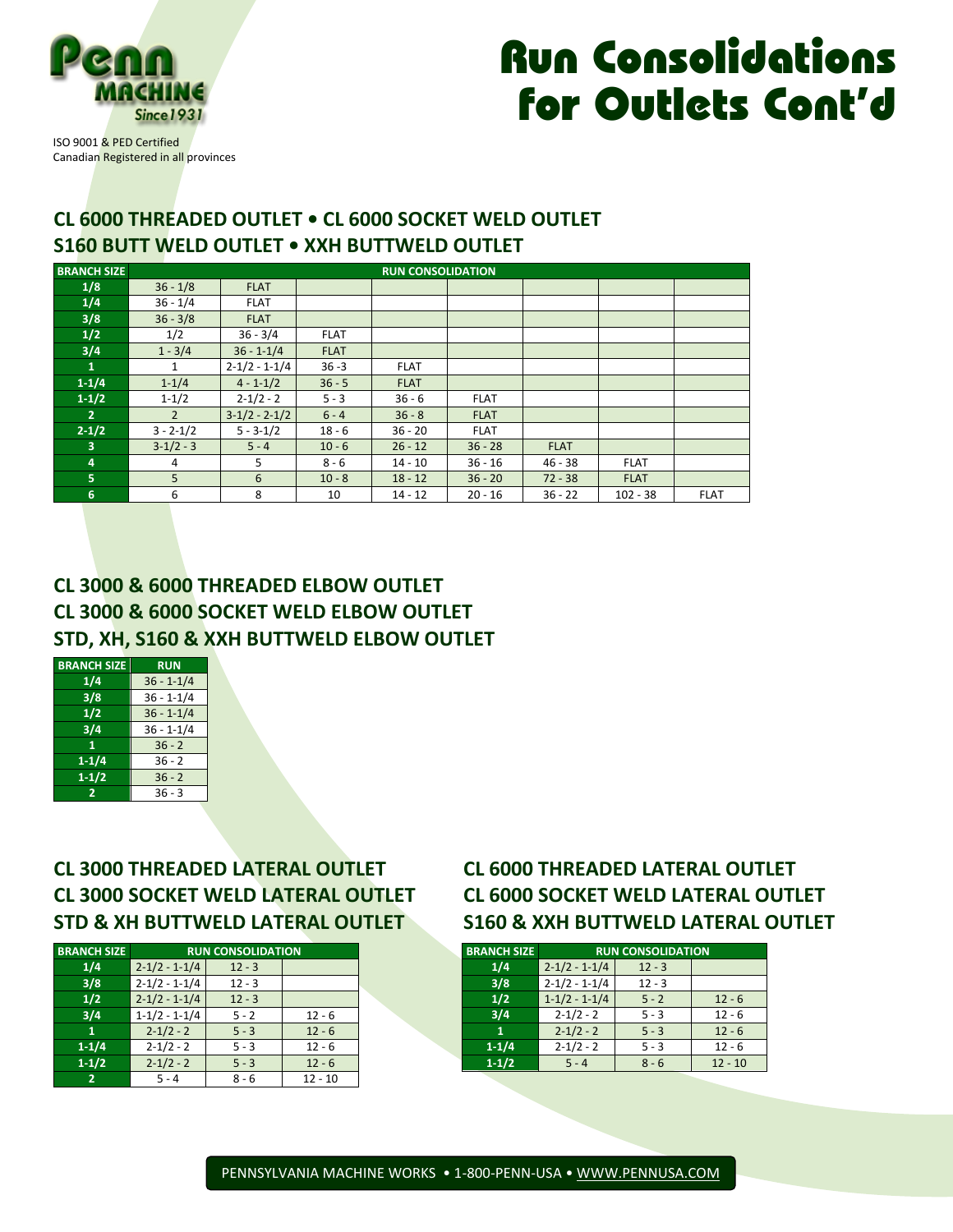# Run Consolidations for Outlets Cont'd

ISO 9001 & PED Certified
Canadian Registered in all provinces

## CL 6000 THREADED OUTLET • CL 6000 SOCKET WELD OUTLET
## S160 BUTT WELD OUTLET • XXH BUTTWELD OUTLET

| BRANCH SIZE | RUN CONSOLIDATION | | | | | | | |
|---|---|---|---|---|---|---|---|---|
| 1/8 | 36 - 1/8 | FLAT | | | | | | |
| 1/4 | 36 - 1/4 | FLAT | | | | | | |
| 3/8 | 36 - 3/8 | FLAT | | | | | | |
| 1/2 | 1/2 | 36 - 3/4 | FLAT | | | | | |
| 3/4 | 1 - 3/4 | 36 - 1-1/4 | FLAT | | | | | |
| 1 | 1 | 2-1/2 - 1-1/4 | 36 -3 | FLAT | | | | |
| 1-1/4 | 1-1/4 | 4 - 1-1/2 | 36 - 5 | FLAT | | | | |
| 1-1/2 | 1-1/2 | 2-1/2 - 2 | 5 - 3 | 36 - 6 | FLAT | | | |
| 2 | 2 | 3-1/2 - 2-1/2 | 6 - 4 | 36 - 8 | FLAT | | | |
| 2-1/2 | 3 - 2-1/2 | 5 - 3-1/2 | 18 - 6 | 36 - 20 | FLAT | | | |
| 3 | 3-1/2 - 3 | 5 - 4 | 10 - 6 | 26 - 12 | 36 - 28 | FLAT | | |
| 4 | 4 | 5 | 8 - 6 | 14 - 10 | 36 - 16 | 46 - 38 | FLAT | |
| 5 | 5 | 6 | 10 - 8 | 18 - 12 | 36 - 20 | 72 - 38 | FLAT | |
| 6 | 6 | 8 | 10 | 14 - 12 | 20 - 16 | 36 - 22 | 102 - 38 | FLAT |

## CL 3000 & 6000 THREADED ELBOW OUTLET
## CL 3000 & 6000 SOCKET WELD ELBOW OUTLET
## STD, XH, S160 & XXH BUTTWELD ELBOW OUTLET

| BRANCH SIZE | RUN |
|---|---|
| 1/4 | 36 - 1-1/4 |
| 3/8 | 36 - 1-1/4 |
| 1/2 | 36 - 1-1/4 |
| 3/4 | 36 - 1-1/4 |
| 1 | 36 - 2 |
| 1-1/4 | 36 - 2 |
| 1-1/2 | 36 - 2 |
| 2 | 36 - 3 |

## CL 3000 THREADED LATERAL OUTLET
## CL 3000 SOCKET WELD LATERAL OUTLET
## STD & XH BUTTWELD LATERAL OUTLET

| BRANCH SIZE | RUN CONSOLIDATION | | |
|---|---|---|---|
| 1/4 | 2-1/2 - 1-1/4 | 12 - 3 | |
| 3/8 | 2-1/2 - 1-1/4 | 12 - 3 | |
| 1/2 | 2-1/2 - 1-1/4 | 12 - 3 | |
| 3/4 | 1-1/2 - 1-1/4 | 5 - 2 | 12 - 6 |
| 1 | 2-1/2 - 2 | 5 - 3 | 12 - 6 |
| 1-1/4 | 2-1/2 - 2 | 5 - 3 | 12 - 6 |
| 1-1/2 | 2-1/2 - 2 | 5 - 3 | 12 - 6 |
| 2 | 5 - 4 | 8 - 6 | 12 - 10 |

## CL 6000 THREADED LATERAL OUTLET
## CL 6000 SOCKET WELD LATERAL OUTLET
## S160 & XXH BUTTWELD LATERAL OUTLET

| BRANCH SIZE | RUN CONSOLIDATION | | |
|---|---|---|---|
| 1/4 | 2-1/2 - 1-1/4 | 12 - 3 | |
| 3/8 | 2-1/2 - 1-1/4 | 12 - 3 | |
| 1/2 | 1-1/2 - 1-1/4 | 5 - 2 | 12 - 6 |
| 3/4 | 2-1/2 - 2 | 5 - 3 | 12 - 6 |
| 1 | 2-1/2 - 2 | 5 - 3 | 12 - 6 |
| 1-1/4 | 2-1/2 - 2 | 5 - 3 | 12 - 6 |
| 1-1/2 | 5 - 4 | 8 - 6 | 12 - 10 |

PENNSYLVANIA MACHINE WORKS • 1-800-PENN-USA • WWW.PENNUSA.COM